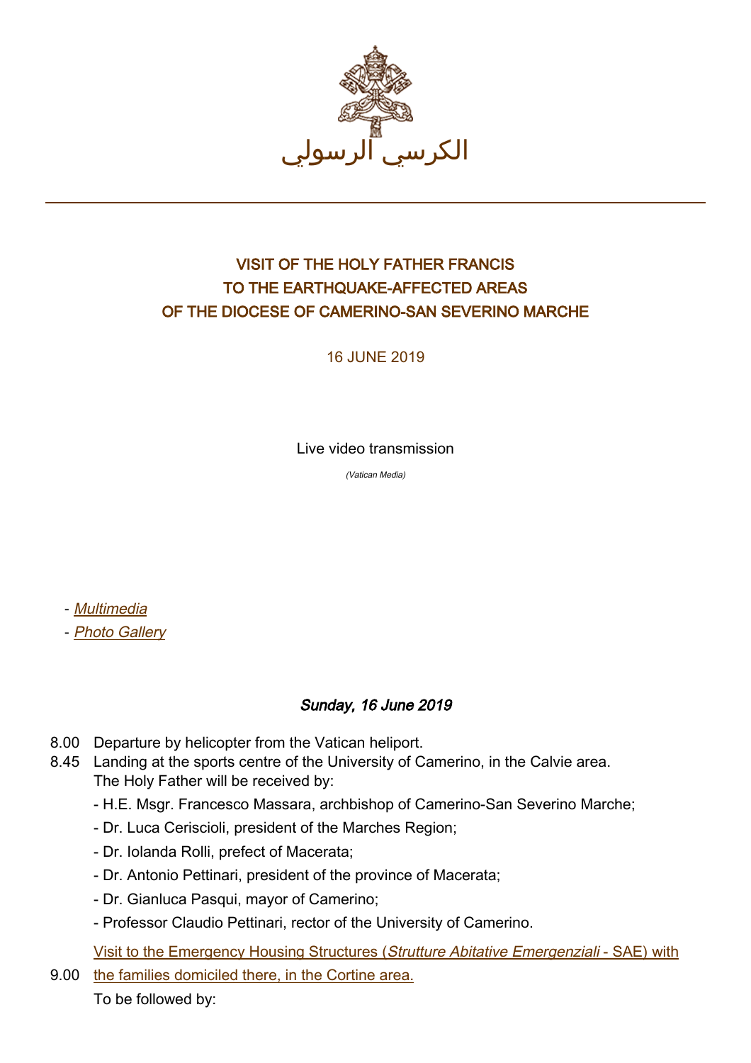الكرسي الرسولي

# VISIT OF THE HOLY FATHER FRANCIS TO THE EARTHQUAKE-AFFECTED AREAS OF THE DIOCESE OF CAMERINO-SAN SEVERINO MARCHE

16 JUNE 2019

Live video transmission

*(Vatican Media)*

- *Multimedia*
- *Photo Gallery*

### *Sunday, 16 June 2019*

8.00 Departure by helicopter from the Vatican heliport.

8.45 Landing at the sports centre of the University of Camerino, in the Calvie area.
The Holy Father will be received by:

- H.E. Msgr. Francesco Massara, archbishop of Camerino-San Severino Marche;
- Dr. Luca Ceriscioli, president of the Marches Region;
- Dr. Iolanda Rolli, prefect of Macerata;
- Dr. Antonio Pettinari, president of the province of Macerata;
- Dr. Gianluca Pasqui, mayor of Camerino;
- Professor Claudio Pettinari, rector of the University of Camerino.

9.00 Visit to the Emergency Housing Structures (*Strutture Abitative Emergenziali* - SAE) with the families domiciled there, in the Cortine area.
To be followed by: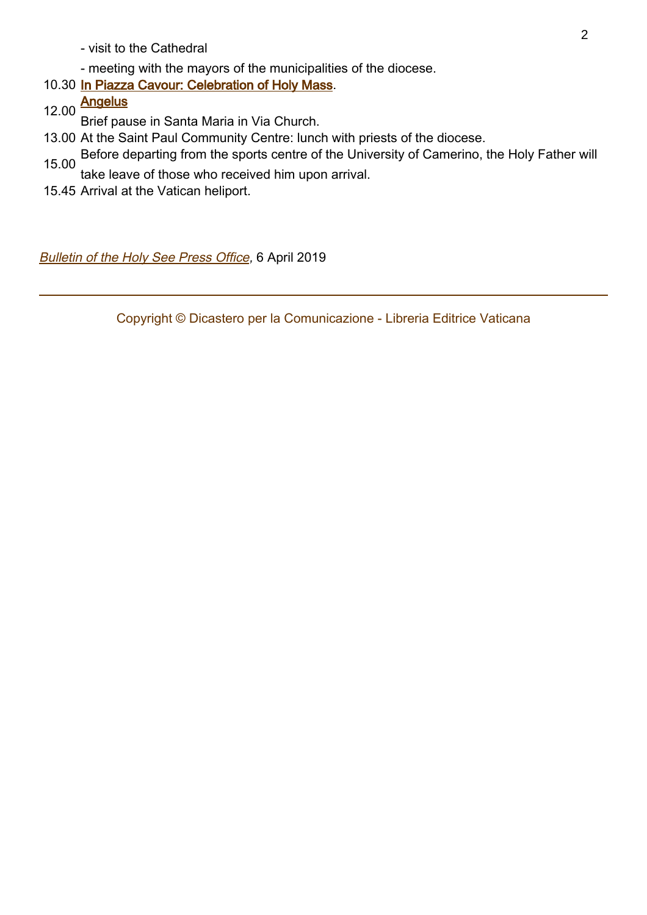- visit to the Cathedral

- meeting with the mayors of the municipalities of the diocese.

10.30 In Piazza Cavour: Celebration of Holy Mass.

12.00 Angelus
Brief pause in Santa Maria in Via Church.

13.00 At the Saint Paul Community Centre: lunch with priests of the diocese.

15.00 Before departing from the sports centre of the University of Camerino, the Holy Father will take leave of those who received him upon arrival.

15.45 Arrival at the Vatican heliport.

*Bulletin of the Holy See Press Office*, 6 April 2019

---

Copyright © Dicastero per la Comunicazione - Libreria Editrice Vaticana